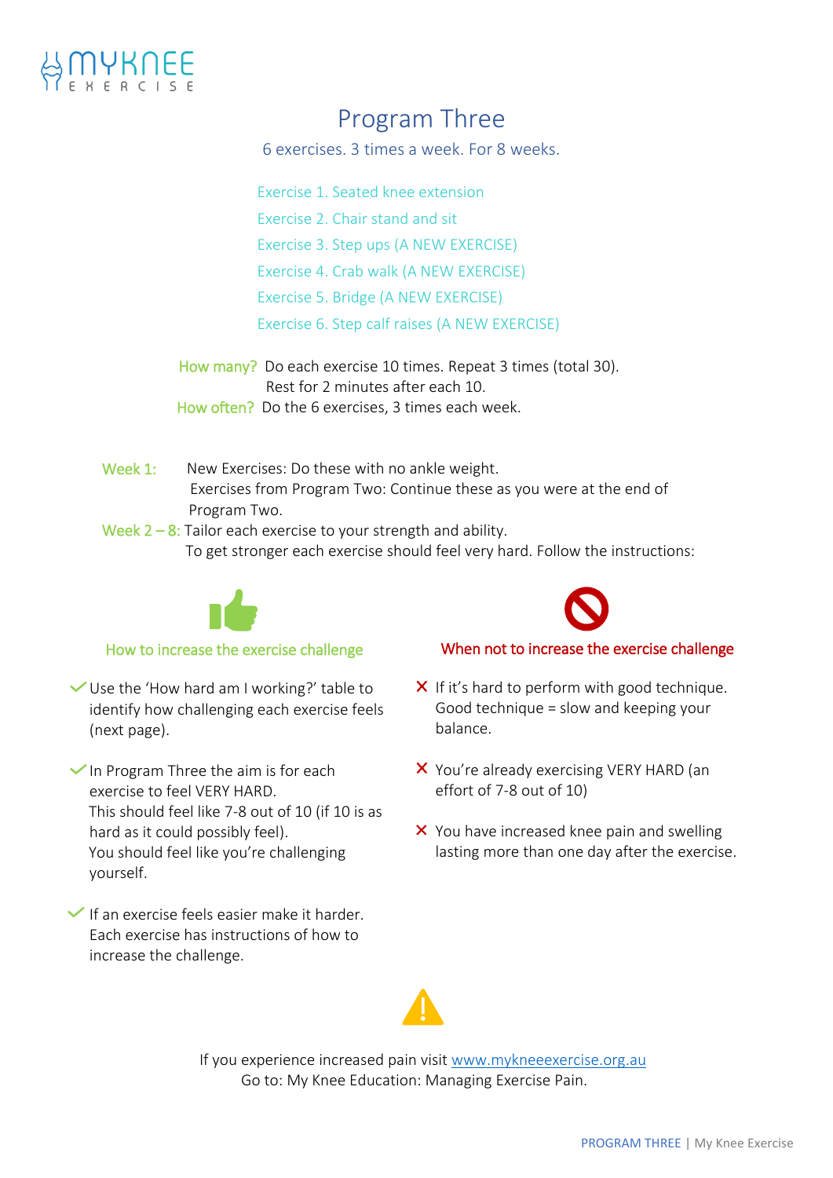MYKNEE EXERCISE

# Program Three

6 exercises. 3 times a week. For 8 weeks.

Exercise 1. Seated knee extension
Exercise 2. Chair stand and sit
Exercise 3. Step ups (A NEW EXERCISE)
Exercise 4. Crab walk (A NEW EXERCISE)
Exercise 5. Bridge (A NEW EXERCISE)
Exercise 6. Step calf raises (A NEW EXERCISE)

**How many?** Do each exercise 10 times. Repeat 3 times (total 30).
Rest for 2 minutes after each 10.

**How often?** Do the 6 exercises, 3 times each week.

**Week 1:** New Exercises: Do these with no ankle weight.
Exercises from Program Two: Continue these as you were at the end of Program Two.

**Week 2 – 8:** Tailor each exercise to your strength and ability.
To get stronger each exercise should feel very hard. Follow the instructions:

### How to increase the exercise challenge

- ✓ Use the 'How hard am I working?' table to identify how challenging each exercise feels (next page).
- ✓ In Program Three the aim is for each exercise to feel VERY HARD.
This should feel like 7-8 out of 10 (if 10 is as hard as it could possibly feel).
You should feel like you're challenging yourself.
- ✓ If an exercise feels easier make it harder.
Each exercise has instructions of how to increase the challenge.

### When not to increase the exercise challenge

- ✗ If it's hard to perform with good technique.
Good technique = slow and keeping your balance.
- ✗ You're already exercising VERY HARD (an effort of 7-8 out of 10)
- ✗ You have increased knee pain and swelling lasting more than one day after the exercise.

If you experience increased pain visit www.mykneeexercise.org.au
Go to: My Knee Education: Managing Exercise Pain.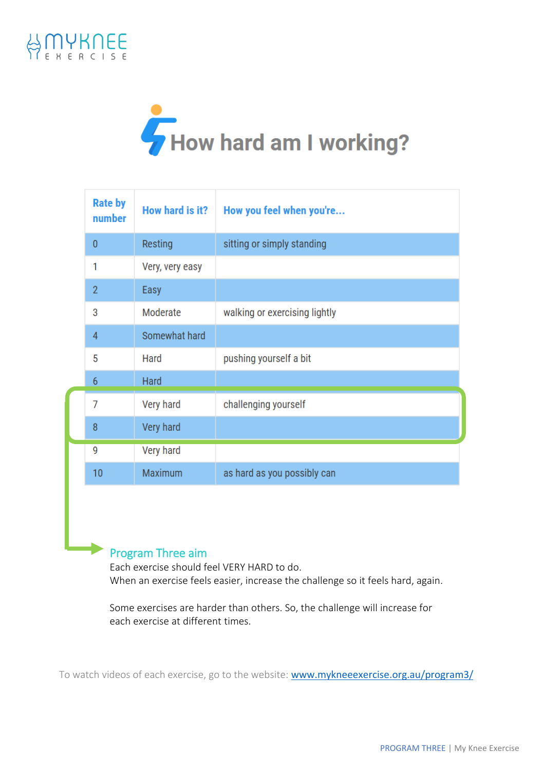# How hard am I working?

| Rate by number | How hard is it? | How you feel when you're... |
|---|---|---|
| 0 | Resting | sitting or simply standing |
| 1 | Very, very easy | |
| 2 | Easy | |
| 3 | Moderate | walking or exercising lightly |
| 4 | Somewhat hard | |
| 5 | Hard | pushing yourself a bit |
| 6 | Hard | |
| 7 | Very hard | challenging yourself |
| 8 | Very hard | |
| 9 | Very hard | |
| 10 | Maximum | as hard as you possibly can |

## Program Three aim

Each exercise should feel VERY HARD to do.
When an exercise feels easier, increase the challenge so it feels hard, again.

Some exercises are harder than others. So, the challenge will increase for each exercise at different times.

To watch videos of each exercise, go to the website: [www.mykneeexercise.org.au/program3/](http://www.mykneeexercise.org.au/program3/)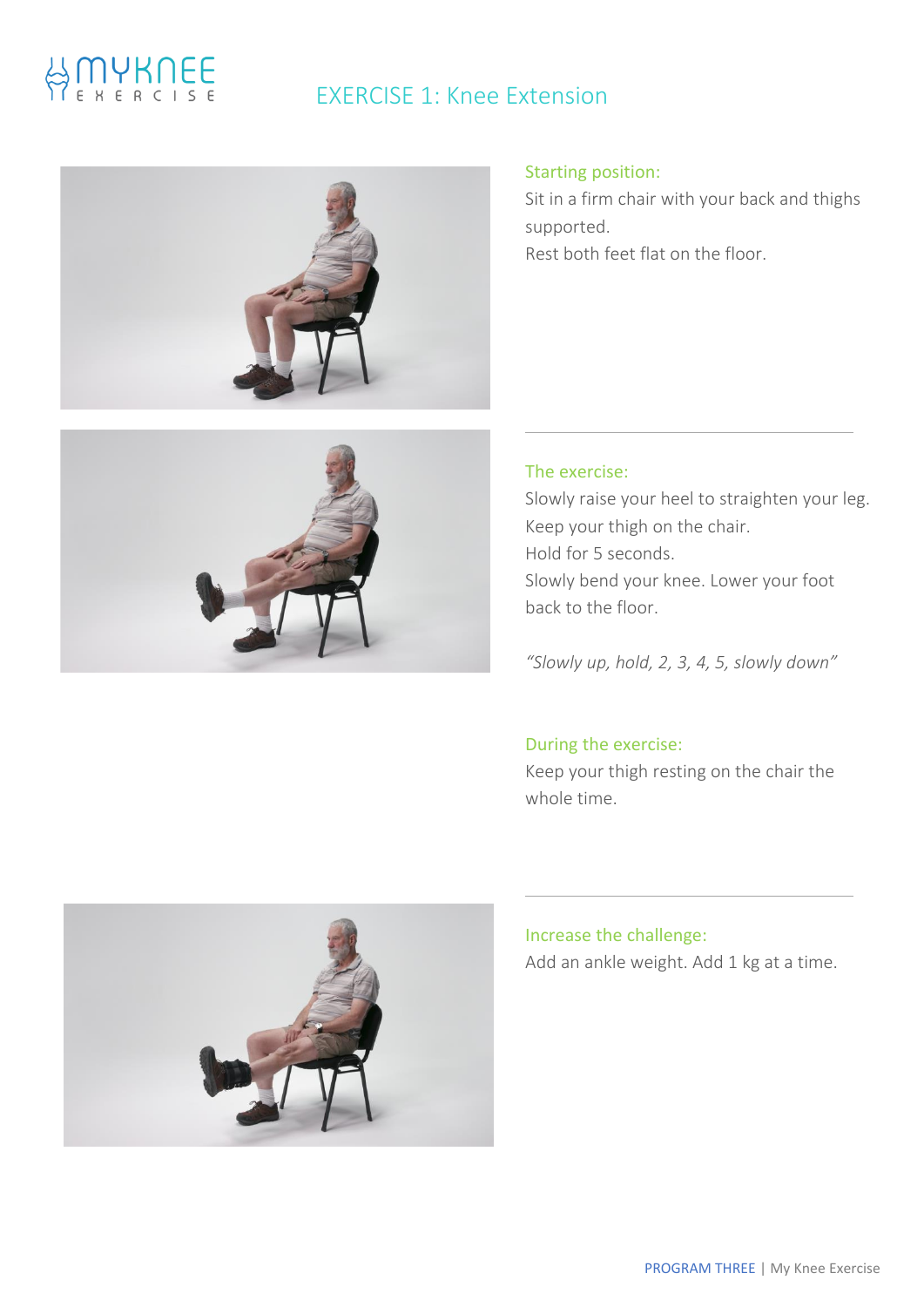# EXERCISE 1: Knee Extension

### Starting position:

Sit in a firm chair with your back and thighs supported.
Rest both feet flat on the floor.

### The exercise:

Slowly raise your heel to straighten your leg.
Keep your thigh on the chair.
Hold for 5 seconds.
Slowly bend your knee. Lower your foot back to the floor.

*"Slowly up, hold, 2, 3, 4, 5, slowly down"*

### During the exercise:

Keep your thigh resting on the chair the whole time.

### Increase the challenge:

Add an ankle weight. Add 1 kg at a time.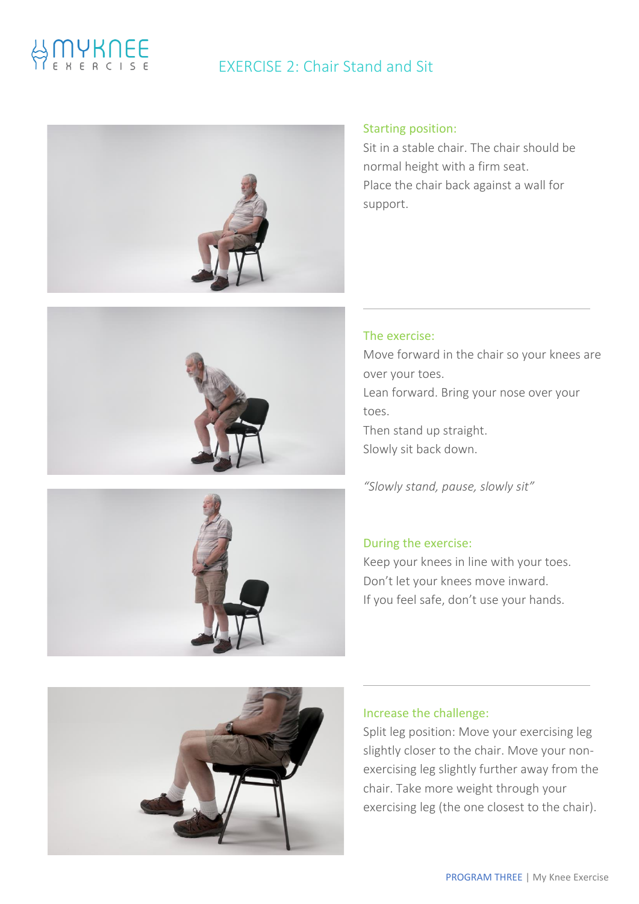# EXERCISE 2: Chair Stand and Sit

### Starting position:

Sit in a stable chair. The chair should be normal height with a firm seat.
Place the chair back against a wall for support.

### The exercise:

Move forward in the chair so your knees are over your toes.
Lean forward. Bring your nose over your toes.
Then stand up straight.
Slowly sit back down.

*"Slowly stand, pause, slowly sit"*

### During the exercise:

Keep your knees in line with your toes.
Don't let your knees move inward.
If you feel safe, don't use your hands.

### Increase the challenge:

Split leg position: Move your exercising leg slightly closer to the chair. Move your non-exercising leg slightly further away from the chair. Take more weight through your exercising leg (the one closest to the chair).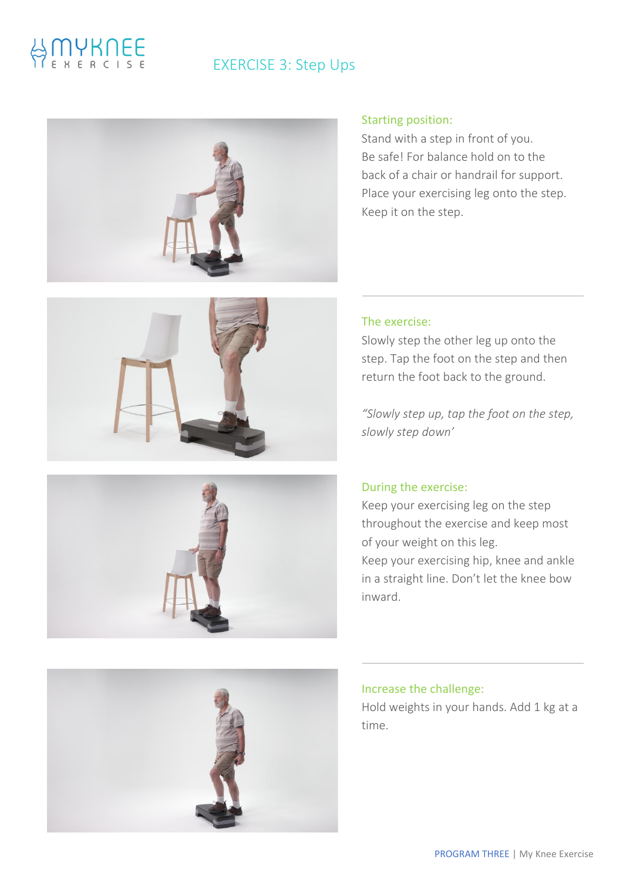# EXERCISE 3: Step Ups

### Starting position:

Stand with a step in front of you.
Be safe! For balance hold on to the back of a chair or handrail for support.
Place your exercising leg onto the step.
Keep it on the step.

### The exercise:

Slowly step the other leg up onto the step. Tap the foot on the step and then return the foot back to the ground.

*"Slowly step up, tap the foot on the step, slowly step down'*

### During the exercise:

Keep your exercising leg on the step throughout the exercise and keep most of your weight on this leg.
Keep your exercising hip, knee and ankle in a straight line. Don't let the knee bow inward.

### Increase the challenge:

Hold weights in your hands. Add 1 kg at a time.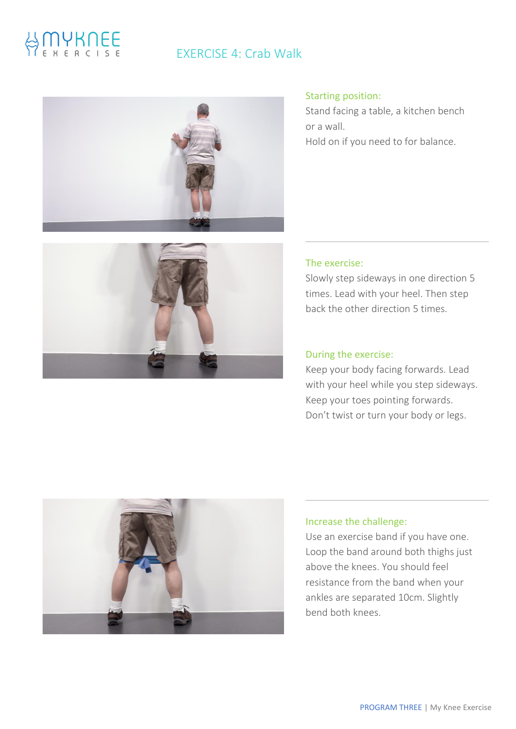# EXERCISE 4: Crab Walk

### Starting position:

Stand facing a table, a kitchen bench or a wall.

Hold on if you need to for balance.

### The exercise:

Slowly step sideways in one direction 5 times. Lead with your heel. Then step back the other direction 5 times.

### During the exercise:

Keep your body facing forwards. Lead with your heel while you step sideways. Keep your toes pointing forwards. Don't twist or turn your body or legs.

### Increase the challenge:

Use an exercise band if you have one. Loop the band around both thighs just above the knees. You should feel resistance from the band when your ankles are separated 10cm. Slightly bend both knees.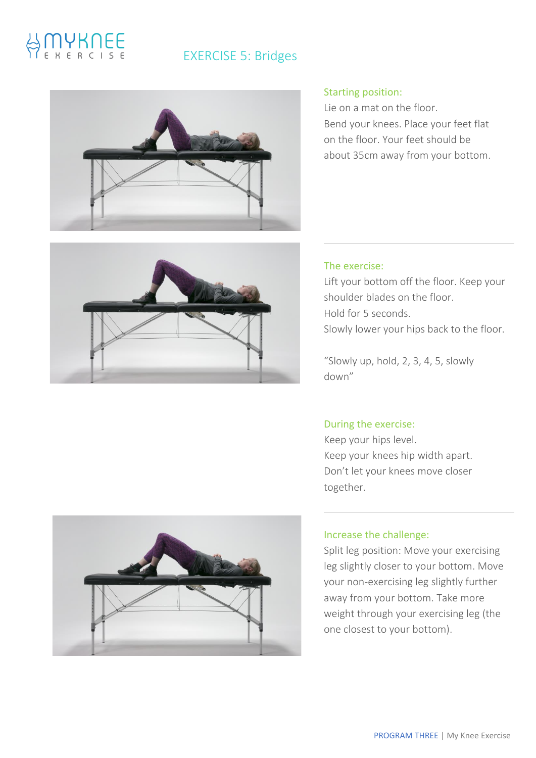# EXERCISE 5: Bridges

### Starting position:

Lie on a mat on the floor.
Bend your knees. Place your feet flat on the floor. Your feet should be about 35cm away from your bottom.

### The exercise:

Lift your bottom off the floor. Keep your shoulder blades on the floor.
Hold for 5 seconds.
Slowly lower your hips back to the floor.

"Slowly up, hold, 2, 3, 4, 5, slowly down"

### During the exercise:

Keep your hips level.
Keep your knees hip width apart.
Don't let your knees move closer together.

### Increase the challenge:

Split leg position: Move your exercising leg slightly closer to your bottom. Move your non-exercising leg slightly further away from your bottom. Take more weight through your exercising leg (the one closest to your bottom).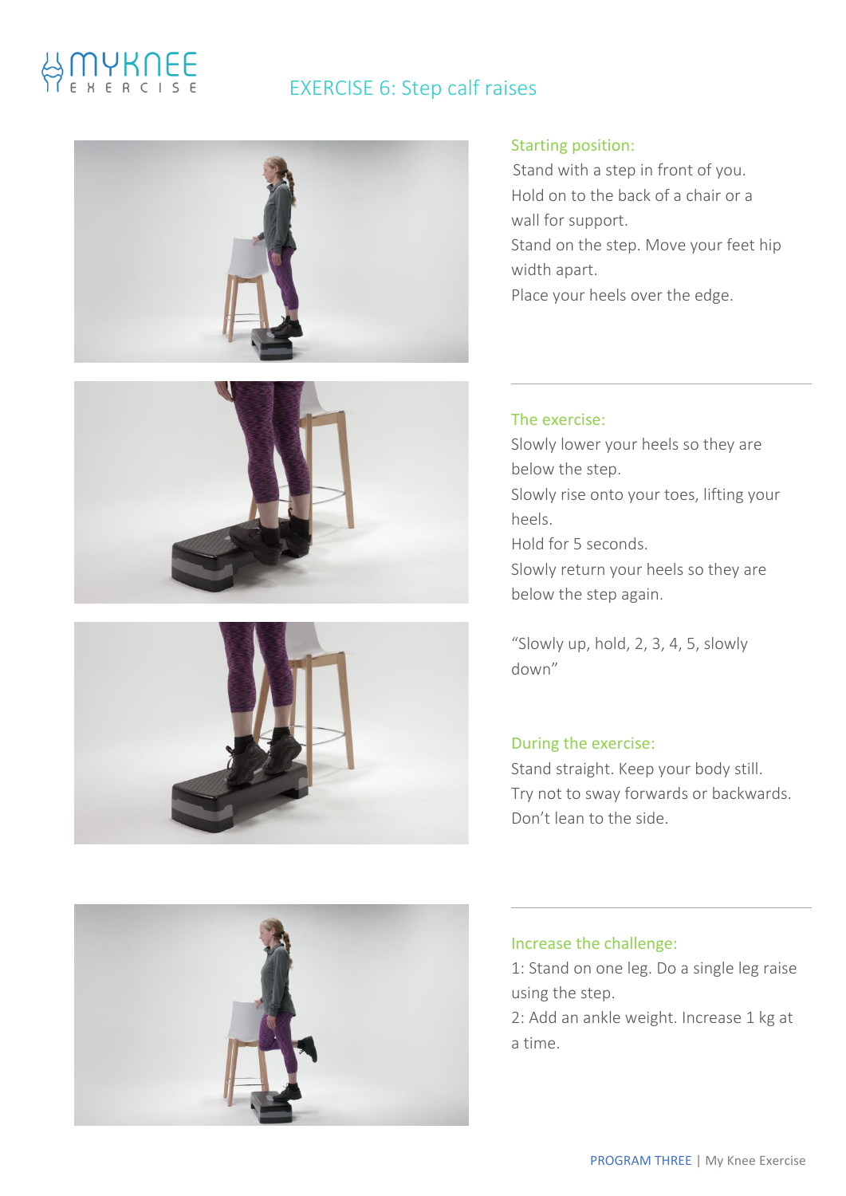# EXERCISE 6: Step calf raises

## Starting position:

Stand with a step in front of you.
Hold on to the back of a chair or a wall for support.
Stand on the step. Move your feet hip width apart.
Place your heels over the edge.

## The exercise:

Slowly lower your heels so they are below the step.
Slowly rise onto your toes, lifting your heels.
Hold for 5 seconds.
Slowly return your heels so they are below the step again.

"Slowly up, hold, 2, 3, 4, 5, slowly down"

## During the exercise:

Stand straight. Keep your body still.
Try not to sway forwards or backwards.
Don't lean to the side.

## Increase the challenge:

1: Stand on one leg. Do a single leg raise using the step.
2: Add an ankle weight. Increase 1 kg at a time.